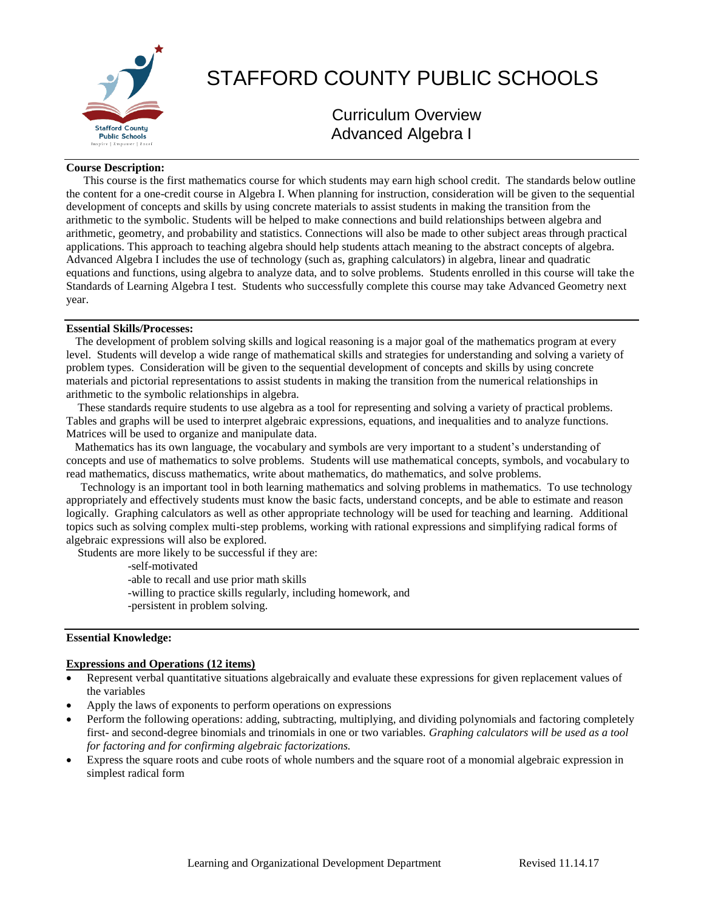# STAFFORD COUNTY PUBLIC SCHOOLS

## Curriculum Overview
## Advanced Algebra I

**Course Description:**

This course is the first mathematics course for which students may earn high school credit. The standards below outline the content for a one-credit course in Algebra I. When planning for instruction, consideration will be given to the sequential development of concepts and skills by using concrete materials to assist students in making the transition from the arithmetic to the symbolic. Students will be helped to make connections and build relationships between algebra and arithmetic, geometry, and probability and statistics. Connections will also be made to other subject areas through practical applications. This approach to teaching algebra should help students attach meaning to the abstract concepts of algebra. Advanced Algebra I includes the use of technology (such as, graphing calculators) in algebra, linear and quadratic equations and functions, using algebra to analyze data, and to solve problems. Students enrolled in this course will take the Standards of Learning Algebra I test. Students who successfully complete this course may take Advanced Geometry next year.

**Essential Skills/Processes:**

The development of problem solving skills and logical reasoning is a major goal of the mathematics program at every level. Students will develop a wide range of mathematical skills and strategies for understanding and solving a variety of problem types. Consideration will be given to the sequential development of concepts and skills by using concrete materials and pictorial representations to assist students in making the transition from the numerical relationships in arithmetic to the symbolic relationships in algebra.

These standards require students to use algebra as a tool for representing and solving a variety of practical problems. Tables and graphs will be used to interpret algebraic expressions, equations, and inequalities and to analyze functions. Matrices will be used to organize and manipulate data.

Mathematics has its own language, the vocabulary and symbols are very important to a student's understanding of concepts and use of mathematics to solve problems. Students will use mathematical concepts, symbols, and vocabulary to read mathematics, discuss mathematics, write about mathematics, do mathematics, and solve problems.

Technology is an important tool in both learning mathematics and solving problems in mathematics. To use technology appropriately and effectively students must know the basic facts, understand concepts, and be able to estimate and reason logically. Graphing calculators as well as other appropriate technology will be used for teaching and learning. Additional topics such as solving complex multi-step problems, working with rational expressions and simplifying radical forms of algebraic expressions will also be explored.

Students are more likely to be successful if they are:

-self-motivated
-able to recall and use prior math skills
-willing to practice skills regularly, including homework, and
-persistent in problem solving.

**Essential Knowledge:**

**Expressions and Operations (12 items)**

- Represent verbal quantitative situations algebraically and evaluate these expressions for given replacement values of the variables
- Apply the laws of exponents to perform operations on expressions
- Perform the following operations: adding, subtracting, multiplying, and dividing polynomials and factoring completely first- and second-degree binomials and trinomials in one or two variables. *Graphing calculators will be used as a tool for factoring and for confirming algebraic factorizations.*
- Express the square roots and cube roots of whole numbers and the square root of a monomial algebraic expression in simplest radical form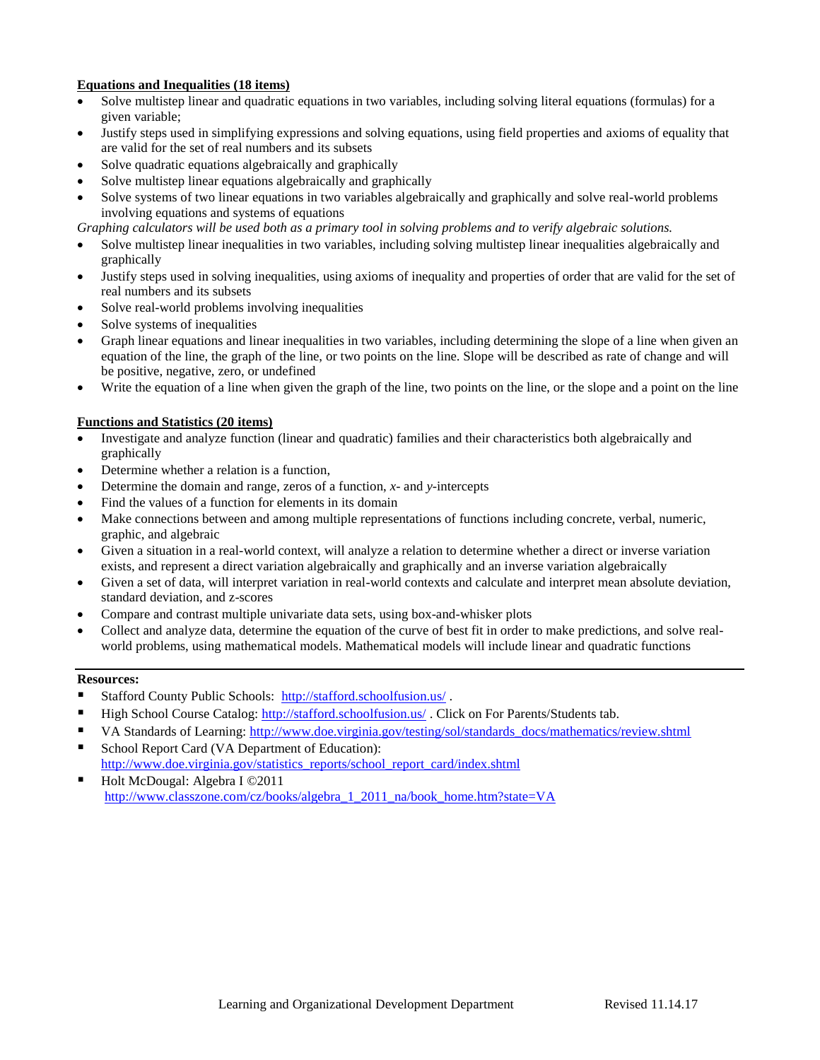**Equations and Inequalities (18 items)**

- Solve multistep linear and quadratic equations in two variables, including solving literal equations (formulas) for a given variable;
- Justify steps used in simplifying expressions and solving equations, using field properties and axioms of equality that are valid for the set of real numbers and its subsets
- Solve quadratic equations algebraically and graphically
- Solve multistep linear equations algebraically and graphically
- Solve systems of two linear equations in two variables algebraically and graphically and solve real-world problems involving equations and systems of equations

*Graphing calculators will be used both as a primary tool in solving problems and to verify algebraic solutions.*

- Solve multistep linear inequalities in two variables, including solving multistep linear inequalities algebraically and graphically
- Justify steps used in solving inequalities, using axioms of inequality and properties of order that are valid for the set of real numbers and its subsets
- Solve real-world problems involving inequalities
- Solve systems of inequalities
- Graph linear equations and linear inequalities in two variables, including determining the slope of a line when given an equation of the line, the graph of the line, or two points on the line. Slope will be described as rate of change and will be positive, negative, zero, or undefined
- Write the equation of a line when given the graph of the line, two points on the line, or the slope and a point on the line

**Functions and Statistics (20 items)**

- Investigate and analyze function (linear and quadratic) families and their characteristics both algebraically and graphically
- Determine whether a relation is a function,
- Determine the domain and range, zeros of a function, $x$- and $y$-intercepts
- Find the values of a function for elements in its domain
- Make connections between and among multiple representations of functions including concrete, verbal, numeric, graphic, and algebraic
- Given a situation in a real-world context, will analyze a relation to determine whether a direct or inverse variation exists, and represent a direct variation algebraically and graphically and an inverse variation algebraically
- Given a set of data, will interpret variation in real-world contexts and calculate and interpret mean absolute deviation, standard deviation, and z-scores
- Compare and contrast multiple univariate data sets, using box-and-whisker plots
- Collect and analyze data, determine the equation of the curve of best fit in order to make predictions, and solve real-world problems, using mathematical models. Mathematical models will include linear and quadratic functions

---

**Resources:**

- Stafford County Public Schools: http://stafford.schoolfusion.us/ .
- High School Course Catalog: http://stafford.schoolfusion.us/ . Click on For Parents/Students tab.
- VA Standards of Learning: http://www.doe.virginia.gov/testing/sol/standards_docs/mathematics/review.shtml
- School Report Card (VA Department of Education): http://www.doe.virginia.gov/statistics_reports/school_report_card/index.shtml
- Holt McDougal: Algebra I ©2011 http://www.classzone.com/cz/books/algebra_1_2011_na/book_home.htm?state=VA